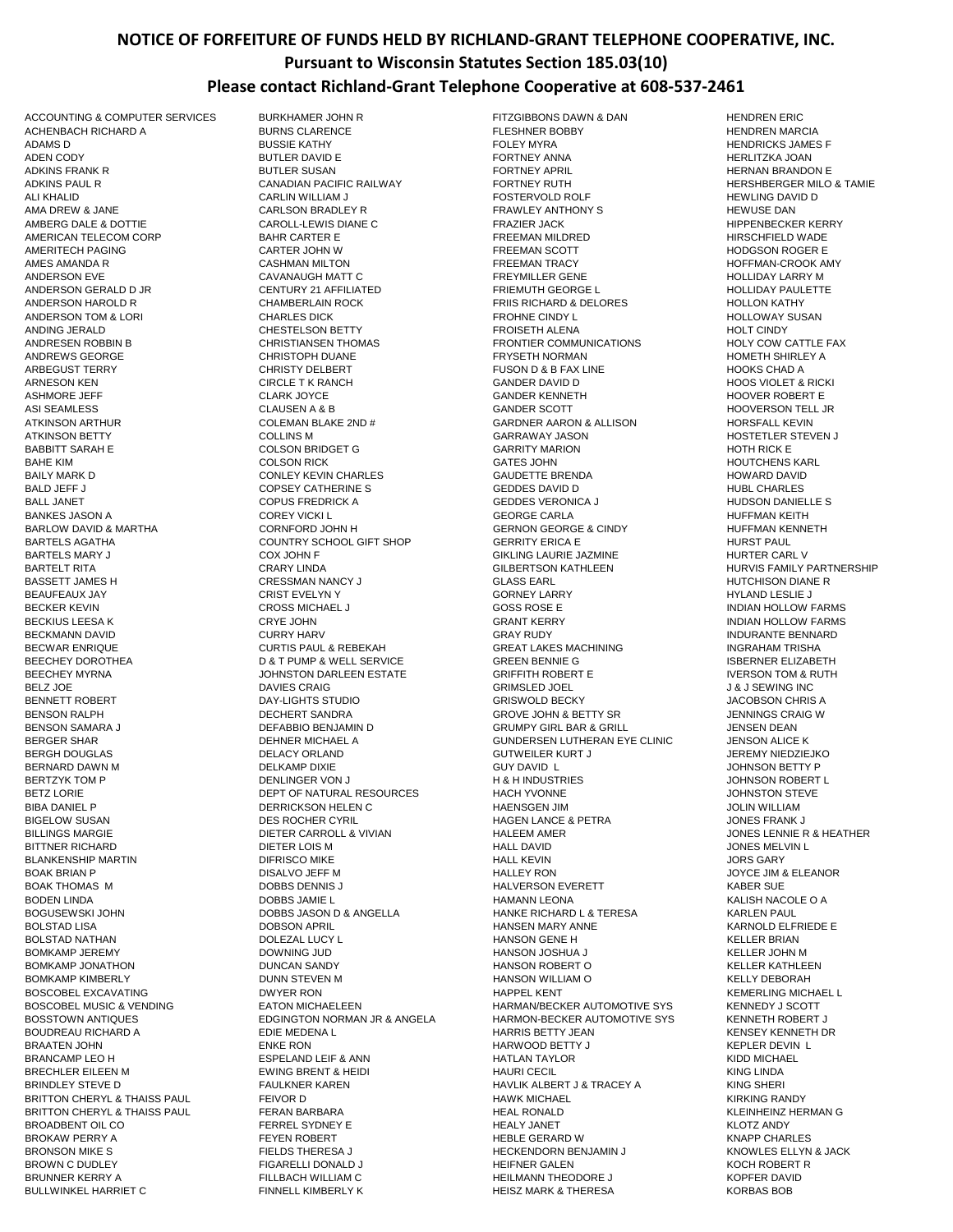# NOTICE OF FORFEITURE OF FUNDS HELD BY RICHLAND-GRANT TELEPHONE COOPERATIVE, INC.

## Pursuant to Wisconsin Statutes Section 185.03(10)

## Please contact Richland-Grant Telephone Cooperative at 608-537-2461

ACCOUNTING & COMPUTER SERVICES
ACHENBACH RICHARD A
ADAMS D
ADEN CODY
ADKINS FRANK R
ADKINS PAUL R
ALI KHALID
AMA DREW & JANE
AMBERG DALE & DOTTIE
AMERICAN TELECOM CORP
AMERITECH PAGING
AMES AMANDA R
ANDERSON EVE
ANDERSON GERALD D JR
ANDERSON HAROLD R
ANDERSON TOM & LORI
ANDING JERALD
ANDRESEN ROBBIN B
ANDREWS GEORGE
ARBEGUST TERRY
ARNESON KEN
ASHMORE JEFF
ASI SEAMLESS
ATKINSON ARTHUR
ATKINSON BETTY
BABBITT SARAH E
BAHE KIM
BAILY MARK D
BALD JEFF J
BALL JANET
BANKES JASON A
BARLOW DAVID & MARTHA
BARTELS AGATHA
BARTELS MARY J
BARTELT RITA
BASSETT JAMES H
BEAUFEAUX JAY
BECKER KEVIN
BECKIUS LEESA K
BECKMANN DAVID
BECWAR ENRIQUE
BEECHEY DOROTHEA
BEECHEY MYRNA
BELZ JOE
BENNETT ROBERT
BENSON RALPH
BENSON SAMARA J
BERGER SHAR
BERGH DOUGLAS
BERNARD DAWN M
BERTZYK TOM P
BETZ LORIE
BIBA DANIEL P
BIGELOW SUSAN
BILLINGS MARGIE
BITTNER RICHARD
BLANKENSHIP MARTIN
BOAK BRIAN P
BOAK THOMAS M
BODEN LINDA
BOGUSEWSKI JOHN
BOLSTAD LISA
BOLSTAD NATHAN
BOMKAMP JEREMY
BOMKAMP JONATHON
BOMKAMP KIMBERLY
BOSCOBEL EXCAVATING
BOSCOBEL MUSIC & VENDING
BOSSTOWN ANTIQUES
BOUDREAU RICHARD A
BRAATEN JOHN
BRANCAMP LEO H
BRECHLER EILEEN M
BRINDLEY STEVE D
BRITTON CHERYL & THAISS PAUL
BRITTON CHERYL & THAISS PAUL
BROADBENT OIL CO
BROKAW PERRY A
BRONSON MIKE S
BROWN C DUDLEY
BRUNNER KERRY A
BULLWINKEL HARRIET C
BURKHAMER JOHN R
BURNS CLARENCE
BUSSIE KATHY
BUTLER DAVID E
BUTLER SUSAN
CANADIAN PACIFIC RAILWAY
CARLIN WILLIAM J
CARLSON BRADLEY R
CAROLL-LEWIS DIANE C
BAHR CARTER E
CARTER JOHN W
CASHMAN MILTON
CAVANAUGH MATT C
CENTURY 21 AFFILIATED
CHAMBERLAIN ROCK
CHARLES DICK
CHESTELSON BETTY
CHRISTIANSEN THOMAS
CHRISTOPH DUANE
CHRISTY DELBERT
CIRCLE T K RANCH
CLARK JOYCE
CLAUSEN A & B
COLEMAN BLAKE 2ND #
COLLINS M
COLSON BRIDGET G
COLSON RICK
CONLEY KEVIN CHARLES
COPSEY CATHERINE S
COPUS FREDRICK A
COREY VICKI L
CORNFORD JOHN H
COUNTRY SCHOOL GIFT SHOP
COX JOHN F
CRARY LINDA
CRESSMAN NANCY J
CRIST EVELYN Y
CROSS MICHAEL J
CRYE JOHN
CURRY HARV
CURTIS PAUL & REBEKAH
D & T PUMP & WELL SERVICE
JOHNSTON DARLEEN ESTATE
DAVIES CRAIG
DAY-LIGHTS STUDIO
DECHERT SANDRA
DEFABBIO BENJAMIN D
DEHNER MICHAEL A
DELACY ORLAND
DELKAMP DIXIE
DENLINGER VON J
DEPT OF NATURAL RESOURCES
DERRICKSON HELEN C
DES ROCHER CYRIL
DIETER CARROLL & VIVIAN
DIETER LOIS M
DIFRISCO MIKE
DISALVO JEFF M
DOBBS DENNIS J
DOBBS JAMIE L
DOBBS JASON D & ANGELLA
DOBSON APRIL
DOLEZAL LUCY L
DOWNING JUD
DUNCAN SANDY
DUNN STEVEN M
DWYER RON
EATON MICHAELEEN
EDGINGTON NORMAN JR & ANGELA
EDIE MEDENA L
ENKE RON
ESPELAND LEIF & ANN
EWING BRENT & HEIDI
FAULKNER KAREN
FEIVOR D
FERAN BARBARA
FERREL SYDNEY E
FEYEN ROBERT
FIELDS THERESA J
FIGARELLI DONALD J
FILLBACH WILLIAM C
FINNELL KIMBERLY K
FITZGIBBONS DAWN & DAN
FLESHNER BOBBY
FOLEY MYRA
FORTNEY ANNA
FORTNEY APRIL
FORTNEY RUTH
FOSTERVOLD ROLF
FRAWLEY ANTHONY S
FRAZIER JACK
FREEMAN MILDRED
FREEMAN SCOTT
FREEMAN TRACY
FREYMILLER GENE
FRIEMUTH GEORGE L
FRIIS RICHARD & DELORES
FROHNE CINDY L
FROISETH ALENA
FRONTIER COMMUNICATIONS
FRYSETH NORMAN
FUSON D & B FAX LINE
GANDER DAVID D
GANDER KENNETH
GANDER SCOTT
GARDNER AARON & ALLISON
GARRAWAY JASON
GARRITY MARION
GATES JOHN
GAUDETTE BRENDA
GEDDES DAVID D
GEDDES VERONICA J
GEORGE CARLA
GERNON GEORGE & CINDY
GERRITY ERICA E
GIKLING LAURIE JAZMINE
GILBERTSON KATHLEEN
GLASS EARL
GORNEY LARRY
GOSS ROSE E
GRANT KERRY
GRAY RUDY
GREAT LAKES MACHINING
GREEN BENNIE G
GRIFFITH ROBERT E
GRIMSLED JOEL
GRISWOLD BECKY
GROVE JOHN & BETTY SR
GRUMPY GIRL BAR & GRILL
GUNDERSEN LUTHERAN EYE CLINIC
GUTWEILER KURT J
GUY DAVID L
H & H INDUSTRIES
HACH YVONNE
HAENSGEN JIM
HAGEN LANCE & PETRA
HALEEM AMER
HALL DAVID
HALL KEVIN
HALLEY RON
HALVERSON EVERETT
HAMANN LEONA
HANKE RICHARD L & TERESA
HANSEN MARY ANNE
HANSON GENE H
HANSON JOSHUA J
HANSON ROBERT O
HANSON WILLIAM O
HAPPEL KENT
HARMAN/BECKER AUTOMOTIVE SYS
HARMON-BECKER AUTOMOTIVE SYS
HARRIS BETTY JEAN
HARWOOD BETTY J
HATLAN TAYLOR
HAURI CECIL
HAVLIK ALBERT J & TRACEY A
HAWK MICHAEL
HEAL RONALD
HEALY JANET
HEBLE GERARD W
HECKENDORN BENJAMIN J
HEIFNER GALEN
HEILMANN THEODORE J
HEISZ MARK & THERESA
HENDREN ERIC
HENDREN MARCIA
HENDRICKS JAMES F
HERLITZKA JOAN
HERNAN BRANDON E
HERSHBERGER MILO & TAMIE
HEWLING DAVID D
HEWUSE DAN
HIPPENBECKER KERRY
HIRSCHFIELD WADE
HODGSON ROGER E
HOFFMAN-CROOK AMY
HOLLIDAY LARRY M
HOLLIDAY PAULETTE
HOLLON KATHY
HOLLOWAY SUSAN
HOLT CINDY
HOLY COW CATTLE FAX
HOMETH SHIRLEY A
HOOKS CHAD A
HOOS VIOLET & RICKI
HOOVER ROBERT E
HOOVERSON TELL JR
HORSFALL KEVIN
HOSTETLER STEVEN J
HOTH RICK E
HOUTCHENS KARL
HOWARD DAVID
HUBL CHARLES
HUDSON DANIELLE S
HUFFMAN KEITH
HUFFMAN KENNETH
HURST PAUL
HURTER CARL V
HURVIS FAMILY PARTNERSHIP
HUTCHISON DIANE R
HYLAND LESLIE J
INDIAN HOLLOW FARMS
INDIAN HOLLOW FARMS
INDURANTE BENNARD
INGRAHAM TRISHA
ISBERNER ELIZABETH
IVERSON TOM & RUTH
J & J SEWING INC
JACOBSON CHRIS A
JENNINGS CRAIG W
JENSEN DEAN
JENSON ALICE K
JEREMY NIEDZIEJKO
JOHNSON BETTY P
JOHNSON ROBERT L
JOHNSTON STEVE
JOLIN WILLIAM
JONES FRANK J
JONES LENNIE R & HEATHER
JONES MELVIN L
JORS GARY
JOYCE JIM & ELEANOR
KABER SUE
KALISH NACOLE O A
KARLEN PAUL
KARNOLD ELFRIEDE E
KELLER BRIAN
KELLER JOHN M
KELLER KATHLEEN
KELLY DEBORAH
KEMERLING MICHAEL L
KENNEDY J SCOTT
KENNETH ROBERT J
KENSEY KENNETH DR
KEPLER DEVIN L
KIDD MICHAEL
KING LINDA
KING SHERI
KIRKING RANDY
KLEINHEINZ HERMAN G
KLOTZ ANDY
KNAPP CHARLES
KNOWLES ELLYN & JACK
KOCH ROBERT R
KOPFER DAVID
KORBAS BOB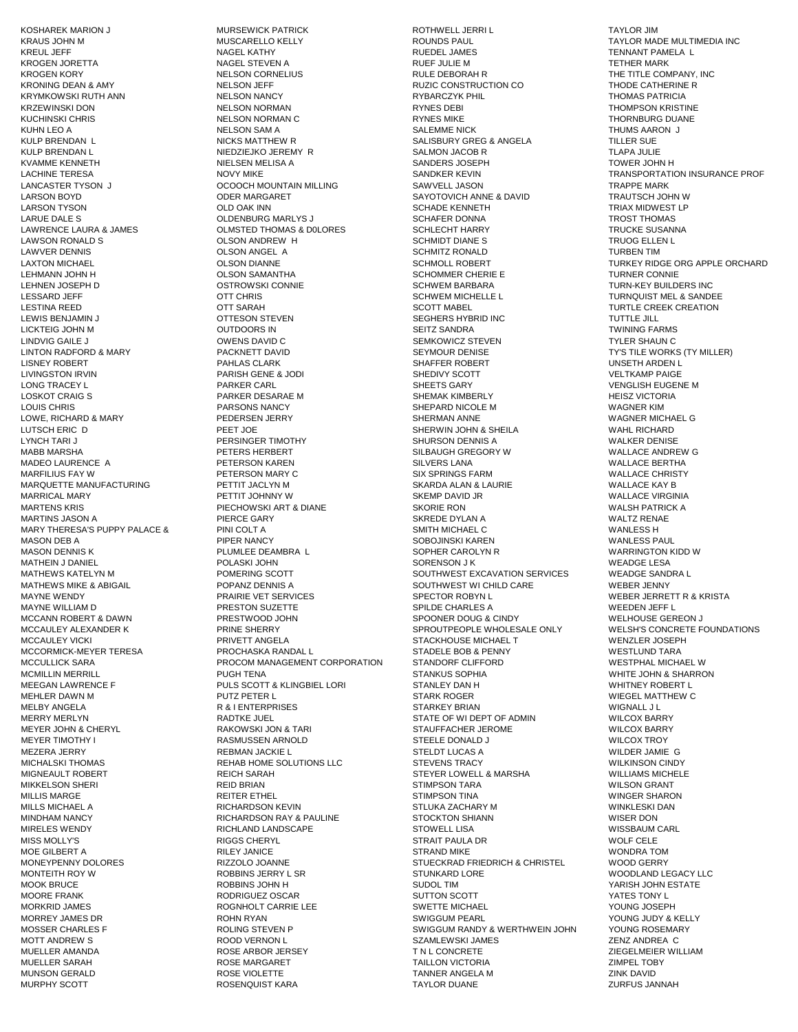KOSHAREK MARION J
KRAUS JOHN M
KREUL JEFF
KROGEN JORETTA
KROGEN KORY
KRONING DEAN & AMY
KRYMKOWSKI RUTH ANN
KRZEWINSKI DON
KUCHINSKI CHRIS
KUHN LEO A
KULP BRENDAN L
KULP BRENDAN L
KVAMME KENNETH
LACHINE TERESA
LANCASTER TYSON J
LARSON BOYD
LARSON TYSON
LARUE DALE S
LAWRENCE LAURA & JAMES
LAWSON RONALD S
LAWVER DENNIS
LAXTON MICHAEL
LEHMANN JOHN H
LEHNEN JOSEPH D
LESSARD JEFF
LESTINA REED
LEWIS BENJAMIN J
LICKTEIG JOHN M
LINDVIG GAILE J
LINTON RADFORD & MARY
LISNEY ROBERT
LIVINGSTON IRVIN
LONG TRACEY L
LOSKOT CRAIG S
LOUIS CHRIS
LOWE, RICHARD & MARY
LUTSCH ERIC D
LYNCH TARI J
MABB MARSHA
MADEO LAURENCE A
MARFILIUS FAY W
MARQUETTE MANUFACTURING
MARRICAL MARY
MARTENS KRIS
MARTINS JASON A
MARY THERESA'S PUPPY PALACE &
MASON DEB A
MASON DENNIS K
MATHEIN J DANIEL
MATHEWS KATELYN M
MATHEWS MIKE & ABIGAIL
MAYNE WENDY
MAYNE WILLIAM D
MCCANN ROBERT & DAWN
MCCAULEY ALEXANDER K
MCCAULEY VICKI
MCCORMICK-MEYER TERESA
MCCULLICK SARA
MCMILLIN MERRILL
MEEGAN LAWRENCE F
MEHLER DAWN M
MELBY ANGELA
MERRY MERLYN
MEYER JOHN & CHERYL
MEYER TIMOTHY I
MEZERA JERRY
MICHALSKI THOMAS
MIGNEAULT ROBERT
MIKKELSON SHERI
MILLIS MARGE
MILLS MICHAEL A
MINDHAM NANCY
MIRELES WENDY
MISS MOLLY'S
MOE GILBERT A
MONEYPENNY DOLORES
MONTEITH ROY W
MOOK BRUCE
MOORE FRANK
MORKRID JAMES
MORREY JAMES DR
MOSSER CHARLES F
MOTT ANDREW S
MUELLER AMANDA
MUELLER SARAH
MUNSON GERALD
MURPHY SCOTT
MURSEWICK PATRICK
MUSCARELLO KELLY
NAGEL KATHY
NAGEL STEVEN A
NELSON CORNELIUS
NELSON JEFF
NELSON NANCY
NELSON NORMAN
NELSON NORMAN C
NELSON SAM A
NICKS MATTHEW R
NIEDZIEJKO JEREMY R
NIELSEN MELISA A
NOVY MIKE
OCOOCH MOUNTAIN MILLING
ODER MARGARET
OLD OAK INN
OLDENBURG MARLYS J
OLMSTED THOMAS & D0LORES
OLSON ANDREW H
OLSON ANGEL A
OLSON DIANNE
OLSON SAMANTHA
OSTROWSKI CONNIE
OTT CHRIS
OTT SARAH
OTTESON STEVEN
OUTDOORS IN
OWENS DAVID C
PACKNETT DAVID
PAHLAS CLARK
PARISH GENE & JODI
PARKER CARL
PARKER DESARAE M
PARSONS NANCY
PEDERSEN JERRY
PEET JOE
PERSINGER TIMOTHY
PETERS HERBERT
PETERSON KAREN
PETERSON MARY C
PETTIT JACLYN M
PETTIT JOHNNY W
PIECHOWSKI ART & DIANE
PIERCE GARY
PINI COLT A
PIPER NANCY
PLUMLEE DEAMBRA L
POLASKI JOHN
POMERING SCOTT
POPANZ DENNIS A
PRAIRIE VET SERVICES
PRESTON SUZETTE
PRESTWOOD JOHN
PRINE SHERRY
PRIVETT ANGELA
PROCHASKA RANDAL L
PROCOM MANAGEMENT CORPORATION
PUGH TENA
PULS SCOTT & KLINGBIEL LORI
PUTZ PETER L
R & I ENTERPRISES
RADTKE JUEL
RAKOWSKI JON & TARI
RASMUSSEN ARNOLD
REBMAN JACKIE L
REHAB HOME SOLUTIONS LLC
REICH SARAH
REID BRIAN
REITER ETHEL
RICHARDSON KEVIN
RICHARDSON RAY & PAULINE
RICHLAND LANDSCAPE
RIGGS CHERYL
RILEY JANICE
RIZZOLO JOANNE
ROBBINS JERRY L SR
ROBBINS JOHN H
RODRIGUEZ OSCAR
ROGNHOLT CARRIE LEE
ROHN RYAN
ROLING STEVEN P
ROOD VERNON L
ROSE ARBOR JERSEY
ROSE MARGARET
ROSE VIOLETTE
ROSENQUIST KARA
ROTHWELL JERRI L
ROUNDS PAUL
RUEDEL JAMES
RUEF JULIE M
RULE DEBORAH R
RUZIC CONSTRUCTION CO
RYBARCZYK PHIL
RYNES DEBI
RYNES MIKE
SALEMME NICK
SALISBURY GREG & ANGELA
SALMON JACOB R
SANDERS JOSEPH
SANDKER KEVIN
SAWVELL JASON
SAYOTOVICH ANNE & DAVID
SCHADE KENNETH
SCHAFER DONNA
SCHLECHT HARRY
SCHMIDT DIANE S
SCHMITZ RONALD
SCHMOLL ROBERT
SCHOMMER CHERIE E
SCHWEM BARBARA
SCHWEM MICHELLE L
SCOTT MABEL
SEGHERS HYBRID INC
SEITZ SANDRA
SEMKOWICZ STEVEN
SEYMOUR DENISE
SHAFFER ROBERT
SHEDIVY SCOTT
SHEETS GARY
SHEMAK KIMBERLY
SHEPARD NICOLE M
SHERMAN ANNE
SHERWIN JOHN & SHEILA
SHURSON DENNIS A
SILBAUGH GREGORY W
SILVERS LANA
SIX SPRINGS FARM
SKARDA ALAN & LAURIE
SKEMP DAVID JR
SKORIE RON
SKREDE DYLAN A
SMITH MICHAEL C
SOBOJINSKI KAREN
SOPHER CAROLYN R
SORENSON J K
SOUTHWEST EXCAVATION SERVICES
SOUTHWEST WI CHILD CARE
SPECTOR ROBYN L
SPILDE CHARLES A
SPOONER DOUG & CINDY
SPROUTPEOPLE WHOLESALE ONLY
STACKHOUSE MICHAEL T
STADELE BOB & PENNY
STANDORF CLIFFORD
STANKUS SOPHIA
STANLEY DAN H
STARK ROGER
STARKEY BRIAN
STATE OF WI DEPT OF ADMIN
STAUFFACHER JEROME
STEELE DONALD J
STELDT LUCAS A
STEVENS TRACY
STEYER LOWELL & MARSHA
STIMPSON TARA
STIMPSON TINA
STLUKA ZACHARY M
STOCKTON SHIANN
STOWELL LISA
STRAIT PAULA DR
STRAND MIKE
STUECKRAD FRIEDRICH & CHRISTEL
STUNKARD LORE
SUDOL TIM
SUTTON SCOTT
SWETTE MICHAEL
SWIGGUM PEARL
SWIGGUM RANDY & WERTHWEIN JOHN
SZAMLEWSKI JAMES
T N L CONCRETE
TAILLON VICTORIA
TANNER ANGELA M
TAYLOR DUANE
TAYLOR JIM
TAYLOR MADE MULTIMEDIA INC
TENNANT PAMELA L
TETHER MARK
THE TITLE COMPANY, INC
THODE CATHERINE R
THOMAS PATRICIA
THOMPSON KRISTINE
THORNBURG DUANE
THUMS AARON J
TILLER SUE
TLAPA JULIE
TOWER JOHN H
TRANSPORTATION INSURANCE PROF
TRAPPE MARK
TRAUTSCH JOHN W
TRIAX MIDWEST LP
TROST THOMAS
TRUCKE SUSANNA
TRUOG ELLEN L
TURBEN TIM
TURKEY RIDGE ORG APPLE ORCHARD
TURNER CONNIE
TURN-KEY BUILDERS INC
TURNQUIST MEL & SANDEE
TURTLE CREEK CREATION
TUTTLE JILL
TWINING FARMS
TYLER SHAUN C
TY'S TILE WORKS (TY MILLER)
UNSETH ARDEN L
VELTKAMP PAIGE
VENGLISH EUGENE M
HEISZ VICTORIA
WAGNER KIM
WAGNER MICHAEL G
WAHL RICHARD
WALKER DENISE
WALLACE ANDREW G
WALLACE BERTHA
WALLACE CHRISTY
WALLACE KAY B
WALLACE VIRGINIA
WALSH PATRICK A
WALTZ RENAE
WANLESS H
WANLESS PAUL
WARRINGTON KIDD W
WEADGE LESA
WEADGE SANDRA L
WEBER JENNY
WEBER JERRETT R & KRISTA
WEEDEN JEFF L
WELHOUSE GEREON J
WELSH'S CONCRETE FOUNDATIONS
WENZLER JOSEPH
WESTLUND TARA
WESTPHAL MICHAEL W
WHITE JOHN & SHARRON
WHITNEY ROBERT L
WIEGEL MATTHEW C
WIGNALL J L
WILCOX BARRY
WILCOX BARRY
WILCOX TROY
WILDER JAMIE G
WILKINSON CINDY
WILLIAMS MICHELE
WILSON GRANT
WINGER SHARON
WINKLESKI DAN
WISER DON
WISSBAUM CARL
WOLF CELE
WONDRA TOM
WOOD GERRY
WOODLAND LEGACY LLC
YARISH JOHN ESTATE
YATES TONY L
YOUNG JOSEPH
YOUNG JUDY & KELLY
YOUNG ROSEMARY
ZENZ ANDREA C
ZIEGELMEIER WILLIAM
ZIMPEL TOBY
ZINK DAVID
ZURFUS JANNAH